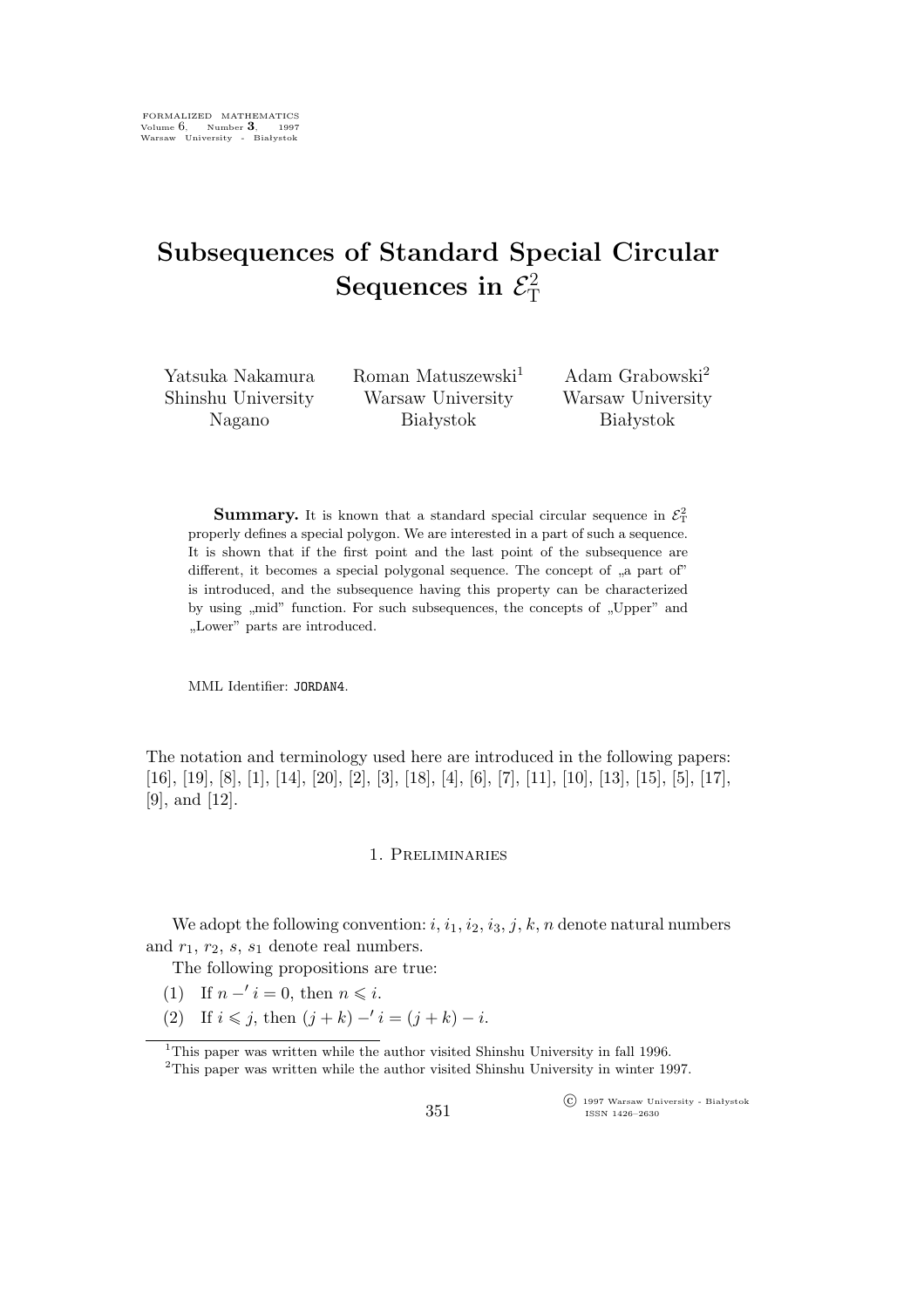# Subsequences of Standard Special Circular Sequences in $\mathcal{E}^2_{\mathrm{T}}$

Yatsuka Nakamura
Shinshu University
Nagano

Roman Matuszewski[1]
Warsaw University
Białystok

Adam Grabowski[2]
Warsaw University
Białystok

**Summary.** It is known that a standard special circular sequence in $\mathcal{E}^2_{\mathrm{T}}$ properly defines a special polygon. We are interested in a part of such a sequence. It is shown that if the first point and the last point of the subsequence are different, it becomes a special polygonal sequence. The concept of „a part of" is introduced, and the subsequence having this property can be characterized by using „mid" function. For such subsequences, the concepts of „Upper" and „Lower" parts are introduced.

MML Identifier: JORDAN4.

The notation and terminology used here are introduced in the following papers: [16], [19], [8], [1], [14], [20], [2], [3], [18], [4], [6], [7], [11], [10], [13], [15], [5], [17], [9], and [12].

## 1. Preliminaries

We adopt the following convention: $i$, $i_1$, $i_2$, $i_3$, $j$, $k$, $n$ denote natural numbers and $r_1$, $r_2$, $s$, $s_1$ denote real numbers.

The following propositions are true:

(1) If $n -' i = 0$, then $n \leqslant i$.

(2) If $i \leqslant j$, then $(j + k) -' i = (j + k) - i$.

[1]This paper was written while the author visited Shinshu University in fall 1996.

[2]This paper was written while the author visited Shinshu University in winter 1997.

© 1997 Warsaw University - Białystok
ISSN 1426–2630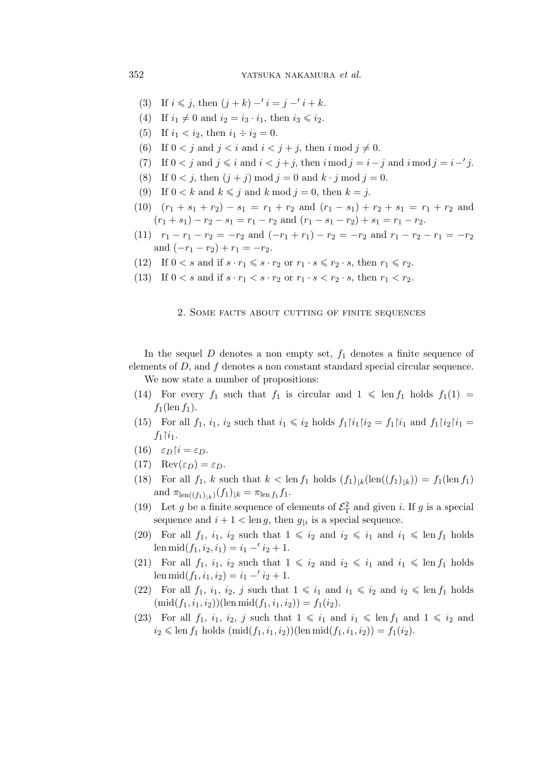(3) If $i \leqslant j$, then $(j+k) -' i = j -' i + k$.

(4) If $i_1 \neq 0$ and $i_2 = i_3 \cdot i_1$, then $i_3 \leqslant i_2$.

(5) If $i_1 < i_2$, then $i_1 \div i_2 = 0$.

(6) If $0 < j$ and $j < i$ and $i < j + j$, then $i \bmod j \neq 0$.

(7) If $0 < j$ and $j \leqslant i$ and $i < j + j$, then $i \bmod j = i - j$ and $i \bmod j = i -' j$.

(8) If $0 < j$, then $(j + j) \bmod j = 0$ and $k \cdot j \bmod j = 0$.

(9) If $0 < k$ and $k \leqslant j$ and $k \bmod j = 0$, then $k = j$.

(10) $(r_1 + s_1 + r_2) - s_1 = r_1 + r_2$ and $(r_1 - s_1) + r_2 + s_1 = r_1 + r_2$ and $(r_1 + s_1) - r_2 - s_1 = r_1 - r_2$ and $(r_1 - s_1 - r_2) + s_1 = r_1 - r_2$.

(11) $r_1 - r_1 - r_2 = -r_2$ and $(-r_1 + r_1) - r_2 = -r_2$ and $r_1 - r_2 - r_1 = -r_2$ and $(-r_1 - r_2) + r_1 = -r_2$.

(12) If $0 < s$ and if $s \cdot r_1 \leqslant s \cdot r_2$ or $r_1 \cdot s \leqslant r_2 \cdot s$, then $r_1 \leqslant r_2$.

(13) If $0 < s$ and if $s \cdot r_1 < s \cdot r_2$ or $r_1 \cdot s < r_2 \cdot s$, then $r_1 < r_2$.

## 2. Some facts about cutting of finite sequences

In the sequel $D$ denotes a non empty set, $f_1$ denotes a finite sequence of elements of $D$, and $f$ denotes a non constant standard special circular sequence.

We now state a number of propositions:

(14) For every $f_1$ such that $f_1$ is circular and $1 \leqslant \operatorname{len} f_1$ holds $f_1(1) = f_1(\operatorname{len} f_1)$.

(15) For all $f_1$, $i_1$, $i_2$ such that $i_1 \leqslant i_2$ holds $f_1 {\restriction} i_1 {\restriction} i_2 = f_1 {\restriction} i_1$ and $f_1 {\restriction} i_2 {\restriction} i_1 = f_1 {\restriction} i_1$.

(16) $\varepsilon_D {\restriction} i = \varepsilon_D$.

(17) $\operatorname{Rev}(\varepsilon_D) = \varepsilon_D$.

(18) For all $f_1$, $k$ such that $k < \operatorname{len} f_1$ holds $(f_1)_{\lfloor k}(\operatorname{len}((f_1)_{\lfloor k})) = f_1(\operatorname{len} f_1)$ and $\pi_{\operatorname{len}((f_1)_{\lfloor k})}(f_1)_{\lfloor k} = \pi_{\operatorname{len} f_1} f_1$.

(19) Let $g$ be a finite sequence of elements of $\mathcal{E}^2_{\mathrm{T}}$ and given $i$. If $g$ is a special sequence and $i + 1 < \operatorname{len} g$, then $g_{\lfloor i}$ is a special sequence.

(20) For all $f_1$, $i_1$, $i_2$ such that $1 \leqslant i_2$ and $i_2 \leqslant i_1$ and $i_1 \leqslant \operatorname{len} f_1$ holds $\operatorname{len} \operatorname{mid}(f_1, i_2, i_1) = i_1 -' i_2 + 1$.

(21) For all $f_1$, $i_1$, $i_2$ such that $1 \leqslant i_2$ and $i_2 \leqslant i_1$ and $i_1 \leqslant \operatorname{len} f_1$ holds $\operatorname{len} \operatorname{mid}(f_1, i_1, i_2) = i_1 -' i_2 + 1$.

(22) For all $f_1$, $i_1$, $i_2$, $j$ such that $1 \leqslant i_1$ and $i_1 \leqslant i_2$ and $i_2 \leqslant \operatorname{len} f_1$ holds $(\operatorname{mid}(f_1, i_1, i_2))(\operatorname{len} \operatorname{mid}(f_1, i_1, i_2)) = f_1(i_2)$.

(23) For all $f_1$, $i_1$, $i_2$, $j$ such that $1 \leqslant i_1$ and $i_1 \leqslant \operatorname{len} f_1$ and $1 \leqslant i_2$ and $i_2 \leqslant \operatorname{len} f_1$ holds $(\operatorname{mid}(f_1, i_1, i_2))(\operatorname{len} \operatorname{mid}(f_1, i_1, i_2)) = f_1(i_2)$.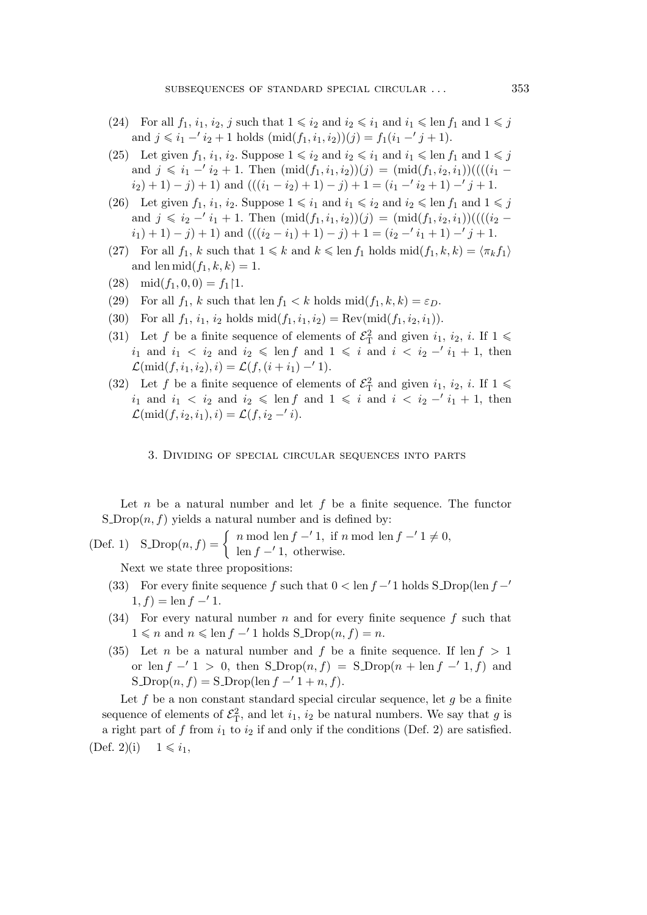(24) For all $f_1$, $i_1$, $i_2$, $j$ such that $1 \leqslant i_2$ and $i_2 \leqslant i_1$ and $i_1 \leqslant \operatorname{len} f_1$ and $1 \leqslant j$ and $j \leqslant i_1 -' i_2 + 1$ holds $(\operatorname{mid}(f_1, i_1, i_2))(j) = f_1(i_1 -' j + 1)$.

(25) Let given $f_1$, $i_1$, $i_2$. Suppose $1 \leqslant i_2$ and $i_2 \leqslant i_1$ and $i_1 \leqslant \operatorname{len} f_1$ and $1 \leqslant j$ and $j \leqslant i_1 -' i_2 + 1$. Then $(\operatorname{mid}(f_1, i_1, i_2))(j) = (\operatorname{mid}(f_1, i_2, i_1))((((i_1 - i_2) + 1) - j) + 1)$ and $(((i_1 - i_2) + 1) - j) + 1 = (i_1 -' i_2 + 1) -' j + 1$.

(26) Let given $f_1$, $i_1$, $i_2$. Suppose $1 \leqslant i_1$ and $i_1 \leqslant i_2$ and $i_2 \leqslant \operatorname{len} f_1$ and $1 \leqslant j$ and $j \leqslant i_2 -' i_1 + 1$. Then $(\operatorname{mid}(f_1, i_1, i_2))(j) = (\operatorname{mid}(f_1, i_2, i_1))((((i_2 - i_1) + 1) - j) + 1)$ and $(((i_2 - i_1) + 1) - j) + 1 = (i_2 -' i_1 + 1) -' j + 1$.

(27) For all $f_1$, $k$ such that $1 \leqslant k$ and $k \leqslant \operatorname{len} f_1$ holds $\operatorname{mid}(f_1, k, k) = \langle \pi_k f_1 \rangle$ and $\operatorname{len} \operatorname{mid}(f_1, k, k) = 1$.

(28) $\operatorname{mid}(f_1, 0, 0) = f_1 \restriction 1$.

(29) For all $f_1$, $k$ such that $\operatorname{len} f_1 < k$ holds $\operatorname{mid}(f_1, k, k) = \varepsilon_D$.

(30) For all $f_1$, $i_1$, $i_2$ holds $\operatorname{mid}(f_1, i_1, i_2) = \operatorname{Rev}(\operatorname{mid}(f_1, i_2, i_1))$.

(31) Let $f$ be a finite sequence of elements of $\mathcal{E}^2_{\mathrm{T}}$ and given $i_1$, $i_2$, $i$. If $1 \leqslant i_1$ and $i_1 < i_2$ and $i_2 \leqslant \operatorname{len} f$ and $1 \leqslant i$ and $i < i_2 -' i_1 + 1$, then $\mathcal{L}(\operatorname{mid}(f, i_1, i_2), i) = \mathcal{L}(f, (i + i_1) -' 1)$.

(32) Let $f$ be a finite sequence of elements of $\mathcal{E}^2_{\mathrm{T}}$ and given $i_1$, $i_2$, $i$. If $1 \leqslant i_1$ and $i_1 < i_2$ and $i_2 \leqslant \operatorname{len} f$ and $1 \leqslant i$ and $i < i_2 -' i_1 + 1$, then $\mathcal{L}(\operatorname{mid}(f, i_2, i_1), i) = \mathcal{L}(f, i_2 -' i)$.

## 3. Dividing of special circular sequences into parts

Let $n$ be a natural number and let $f$ be a finite sequence. The functor S_Drop$(n, f)$ yields a natural number and is defined by:

(Def. 1) $\text{S\_Drop}(n, f) = \begin{cases} n \bmod \operatorname{len} f -' 1, & \text{if } n \bmod \operatorname{len} f -' 1 \neq 0, \\ \operatorname{len} f -' 1, & \text{otherwise.} \end{cases}$

Next we state three propositions:

(33) For every finite sequence $f$ such that $0 < \operatorname{len} f -' 1$ holds $\text{S\_Drop}(\operatorname{len} f -' 1, f) = \operatorname{len} f -' 1$.

(34) For every natural number $n$ and for every finite sequence $f$ such that $1 \leqslant n$ and $n \leqslant \operatorname{len} f -' 1$ holds $\text{S\_Drop}(n, f) = n$.

(35) Let $n$ be a natural number and $f$ be a finite sequence. If $\operatorname{len} f > 1$ or $\operatorname{len} f -' 1 > 0$, then $\text{S\_Drop}(n, f) = \text{S\_Drop}(n + \operatorname{len} f -' 1, f)$ and $\text{S\_Drop}(n, f) = \text{S\_Drop}(\operatorname{len} f -' 1 + n, f)$.

Let $f$ be a non constant standard special circular sequence, let $g$ be a finite sequence of elements of $\mathcal{E}^2_{\mathrm{T}}$, and let $i_1$, $i_2$ be natural numbers. We say that $g$ is a right part of $f$ from $i_1$ to $i_2$ if and only if the conditions (Def. 2) are satisfied.

(Def. 2)(i) $1 \leqslant i_1$,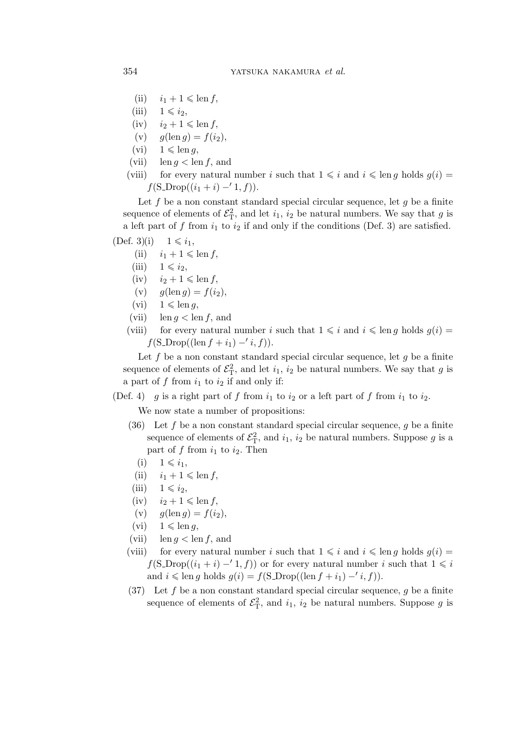(ii) $i_1 + 1 \leqslant \text{len}\, f$,

(iii) $1 \leqslant i_2$,

(iv) $i_2 + 1 \leqslant \text{len}\, f$,

(v) $g(\text{len}\, g) = f(i_2)$,

(vi) $1 \leqslant \text{len}\, g$,

(vii) $\text{len}\, g < \text{len}\, f$, and

(viii) for every natural number $i$ such that $1 \leqslant i$ and $i \leqslant \text{len}\, g$ holds $g(i) = f(\text{S\_Drop}((i_1 + i) -' 1, f))$.

Let $f$ be a non constant standard special circular sequence, let $g$ be a finite sequence of elements of $\mathcal{E}^2_{\rm T}$, and let $i_1$, $i_2$ be natural numbers. We say that $g$ is a left part of $f$ from $i_1$ to $i_2$ if and only if the conditions (Def. 3) are satisfied.

(Def. 3)(i) $1 \leqslant i_1$,

(ii) $i_1 + 1 \leqslant \text{len}\, f$,

(iii) $1 \leqslant i_2$,

(iv) $i_2 + 1 \leqslant \text{len}\, f$,

(v) $g(\text{len}\, g) = f(i_2)$,

(vi) $1 \leqslant \text{len}\, g$,

(vii) $\text{len}\, g < \text{len}\, f$, and

(viii) for every natural number $i$ such that $1 \leqslant i$ and $i \leqslant \text{len}\, g$ holds $g(i) = f(\text{S\_Drop}((\text{len}\, f + i_1) -' i, f))$.

Let $f$ be a non constant standard special circular sequence, let $g$ be a finite sequence of elements of $\mathcal{E}^2_{\rm T}$, and let $i_1$, $i_2$ be natural numbers. We say that $g$ is a part of $f$ from $i_1$ to $i_2$ if and only if:

(Def. 4) $g$ is a right part of $f$ from $i_1$ to $i_2$ or a left part of $f$ from $i_1$ to $i_2$.

We now state a number of propositions:

(36) Let $f$ be a non constant standard special circular sequence, $g$ be a finite sequence of elements of $\mathcal{E}^2_{\rm T}$, and $i_1$, $i_2$ be natural numbers. Suppose $g$ is a part of $f$ from $i_1$ to $i_2$. Then

(i) $1 \leqslant i_1$,

(ii) $i_1 + 1 \leqslant \text{len}\, f$,

(iii) $1 \leqslant i_2$,

(iv) $i_2 + 1 \leqslant \text{len}\, f$,

(v) $g(\text{len}\, g) = f(i_2)$,

(vi) $1 \leqslant \text{len}\, g$,

(vii) $\text{len}\, g < \text{len}\, f$, and

(viii) for every natural number $i$ such that $1 \leqslant i$ and $i \leqslant \text{len}\, g$ holds $g(i) = f(\text{S\_Drop}((i_1 + i) -' 1, f))$ or for every natural number $i$ such that $1 \leqslant i$ and $i \leqslant \text{len}\, g$ holds $g(i) = f(\text{S\_Drop}((\text{len}\, f + i_1) -' i, f))$.

(37) Let $f$ be a non constant standard special circular sequence, $g$ be a finite sequence of elements of $\mathcal{E}^2_{\rm T}$, and $i_1$, $i_2$ be natural numbers. Suppose $g$ is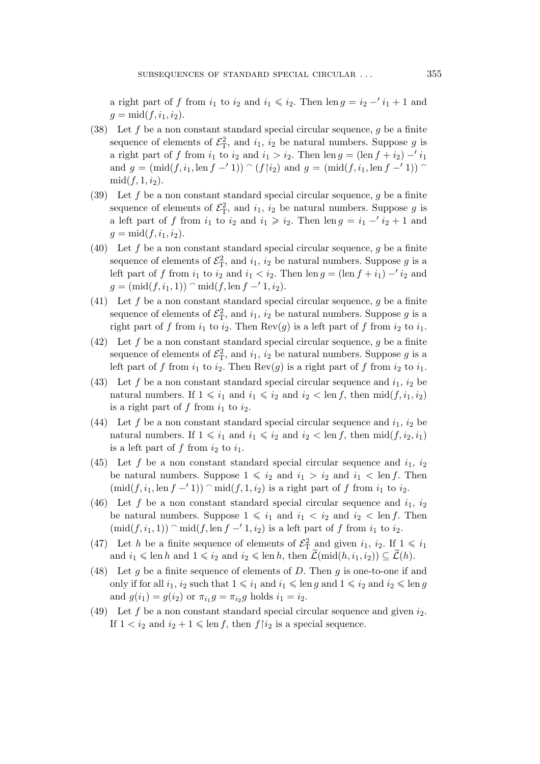a right part of $f$ from $i_1$ to $i_2$ and $i_1 \leqslant i_2$. Then $\operatorname{len} g = i_2 -' i_1 + 1$ and $g = \operatorname{mid}(f, i_1, i_2)$.

(38) Let $f$ be a non constant standard special circular sequence, $g$ be a finite sequence of elements of $\mathcal{E}^2_{\mathrm{T}}$, and $i_1$, $i_2$ be natural numbers. Suppose $g$ is a right part of $f$ from $i_1$ to $i_2$ and $i_1 > i_2$. Then $\operatorname{len} g = (\operatorname{len} f + i_2) -' i_1$ and $g = (\operatorname{mid}(f, i_1, \operatorname{len} f -' 1)) \frown (f \restriction i_2)$ and $g = (\operatorname{mid}(f, i_1, \operatorname{len} f -' 1)) \frown \operatorname{mid}(f, 1, i_2)$.

(39) Let $f$ be a non constant standard special circular sequence, $g$ be a finite sequence of elements of $\mathcal{E}^2_{\mathrm{T}}$, and $i_1$, $i_2$ be natural numbers. Suppose $g$ is a left part of $f$ from $i_1$ to $i_2$ and $i_1 \geqslant i_2$. Then $\operatorname{len} g = i_1 -' i_2 + 1$ and $g = \operatorname{mid}(f, i_1, i_2)$.

(40) Let $f$ be a non constant standard special circular sequence, $g$ be a finite sequence of elements of $\mathcal{E}^2_{\mathrm{T}}$, and $i_1$, $i_2$ be natural numbers. Suppose $g$ is a left part of $f$ from $i_1$ to $i_2$ and $i_1 < i_2$. Then $\operatorname{len} g = (\operatorname{len} f + i_1) -' i_2$ and $g = (\operatorname{mid}(f, i_1, 1)) \frown \operatorname{mid}(f, \operatorname{len} f -' 1, i_2)$.

(41) Let $f$ be a non constant standard special circular sequence, $g$ be a finite sequence of elements of $\mathcal{E}^2_{\mathrm{T}}$, and $i_1$, $i_2$ be natural numbers. Suppose $g$ is a right part of $f$ from $i_1$ to $i_2$. Then $\operatorname{Rev}(g)$ is a left part of $f$ from $i_2$ to $i_1$.

(42) Let $f$ be a non constant standard special circular sequence, $g$ be a finite sequence of elements of $\mathcal{E}^2_{\mathrm{T}}$, and $i_1$, $i_2$ be natural numbers. Suppose $g$ is a left part of $f$ from $i_1$ to $i_2$. Then $\operatorname{Rev}(g)$ is a right part of $f$ from $i_2$ to $i_1$.

(43) Let $f$ be a non constant standard special circular sequence and $i_1$, $i_2$ be natural numbers. If $1 \leqslant i_1$ and $i_1 \leqslant i_2$ and $i_2 < \operatorname{len} f$, then $\operatorname{mid}(f, i_1, i_2)$ is a right part of $f$ from $i_1$ to $i_2$.

(44) Let $f$ be a non constant standard special circular sequence and $i_1$, $i_2$ be natural numbers. If $1 \leqslant i_1$ and $i_1 \leqslant i_2$ and $i_2 < \operatorname{len} f$, then $\operatorname{mid}(f, i_2, i_1)$ is a left part of $f$ from $i_2$ to $i_1$.

(45) Let $f$ be a non constant standard special circular sequence and $i_1$, $i_2$ be natural numbers. Suppose $1 \leqslant i_2$ and $i_1 > i_2$ and $i_1 < \operatorname{len} f$. Then $(\operatorname{mid}(f, i_1, \operatorname{len} f -' 1)) \frown \operatorname{mid}(f, 1, i_2)$ is a right part of $f$ from $i_1$ to $i_2$.

(46) Let $f$ be a non constant standard special circular sequence and $i_1$, $i_2$ be natural numbers. Suppose $1 \leqslant i_1$ and $i_1 < i_2$ and $i_2 < \operatorname{len} f$. Then $(\operatorname{mid}(f, i_1, 1)) \frown \operatorname{mid}(f, \operatorname{len} f -' 1, i_2)$ is a left part of $f$ from $i_1$ to $i_2$.

(47) Let $h$ be a finite sequence of elements of $\mathcal{E}^2_{\mathrm{T}}$ and given $i_1$, $i_2$. If $1 \leqslant i_1$ and $i_1 \leqslant \operatorname{len} h$ and $1 \leqslant i_2$ and $i_2 \leqslant \operatorname{len} h$, then $\widetilde{\mathcal{L}}(\operatorname{mid}(h, i_1, i_2)) \subseteq \widetilde{\mathcal{L}}(h)$.

(48) Let $g$ be a finite sequence of elements of $D$. Then $g$ is one-to-one if and only if for all $i_1$, $i_2$ such that $1 \leqslant i_1$ and $i_1 \leqslant \operatorname{len} g$ and $1 \leqslant i_2$ and $i_2 \leqslant \operatorname{len} g$ and $g(i_1) = g(i_2)$ or $\pi_{i_1} g = \pi_{i_2} g$ holds $i_1 = i_2$.

(49) Let $f$ be a non constant standard special circular sequence and given $i_2$. If $1 < i_2$ and $i_2 + 1 \leqslant \operatorname{len} f$, then $f \restriction i_2$ is a special sequence.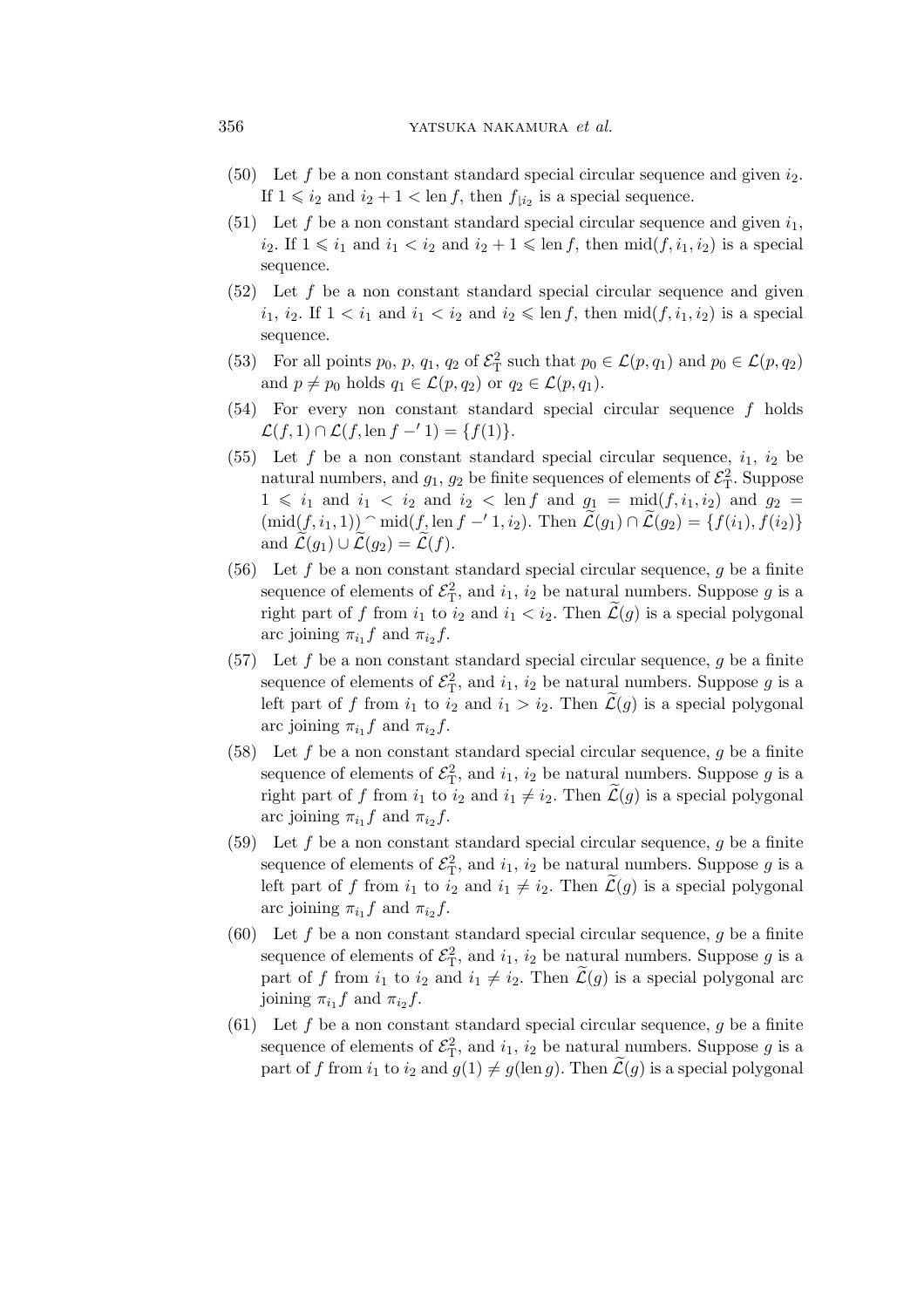(50) Let $f$ be a non constant standard special circular sequence and given $i_2$. If $1 \leqslant i_2$ and $i_2 + 1 < \operatorname{len} f$, then $f_{|i_2}$ is a special sequence.

(51) Let $f$ be a non constant standard special circular sequence and given $i_1$, $i_2$. If $1 \leqslant i_1$ and $i_1 < i_2$ and $i_2 + 1 \leqslant \operatorname{len} f$, then $\operatorname{mid}(f, i_1, i_2)$ is a special sequence.

(52) Let $f$ be a non constant standard special circular sequence and given $i_1$, $i_2$. If $1 < i_1$ and $i_1 < i_2$ and $i_2 \leqslant \operatorname{len} f$, then $\operatorname{mid}(f, i_1, i_2)$ is a special sequence.

(53) For all points $p_0$, $p$, $q_1$, $q_2$ of $\mathcal{E}^2_{\mathrm{T}}$ such that $p_0 \in \mathcal{L}(p, q_1)$ and $p_0 \in \mathcal{L}(p, q_2)$ and $p \neq p_0$ holds $q_1 \in \mathcal{L}(p, q_2)$ or $q_2 \in \mathcal{L}(p, q_1)$.

(54) For every non constant standard special circular sequence $f$ holds $\mathcal{L}(f, 1) \cap \mathcal{L}(f, \operatorname{len} f -' 1) = \{f(1)\}$.

(55) Let $f$ be a non constant standard special circular sequence, $i_1$, $i_2$ be natural numbers, and $g_1$, $g_2$ be finite sequences of elements of $\mathcal{E}^2_{\mathrm{T}}$. Suppose $1 \leqslant i_1$ and $i_1 < i_2$ and $i_2 < \operatorname{len} f$ and $g_1 = \operatorname{mid}(f, i_1, i_2)$ and $g_2 = (\operatorname{mid}(f, i_1, 1)) \frown \operatorname{mid}(f, \operatorname{len} f -' 1, i_2)$. Then $\widetilde{\mathcal{L}}(g_1) \cap \widetilde{\mathcal{L}}(g_2) = \{f(i_1), f(i_2)\}$ and $\widetilde{\mathcal{L}}(g_1) \cup \widetilde{\mathcal{L}}(g_2) = \widetilde{\mathcal{L}}(f)$.

(56) Let $f$ be a non constant standard special circular sequence, $g$ be a finite sequence of elements of $\mathcal{E}^2_{\mathrm{T}}$, and $i_1$, $i_2$ be natural numbers. Suppose $g$ is a right part of $f$ from $i_1$ to $i_2$ and $i_1 < i_2$. Then $\widetilde{\mathcal{L}}(g)$ is a special polygonal arc joining $\pi_{i_1} f$ and $\pi_{i_2} f$.

(57) Let $f$ be a non constant standard special circular sequence, $g$ be a finite sequence of elements of $\mathcal{E}^2_{\mathrm{T}}$, and $i_1$, $i_2$ be natural numbers. Suppose $g$ is a left part of $f$ from $i_1$ to $i_2$ and $i_1 > i_2$. Then $\widetilde{\mathcal{L}}(g)$ is a special polygonal arc joining $\pi_{i_1} f$ and $\pi_{i_2} f$.

(58) Let $f$ be a non constant standard special circular sequence, $g$ be a finite sequence of elements of $\mathcal{E}^2_{\mathrm{T}}$, and $i_1$, $i_2$ be natural numbers. Suppose $g$ is a right part of $f$ from $i_1$ to $i_2$ and $i_1 \neq i_2$. Then $\widetilde{\mathcal{L}}(g)$ is a special polygonal arc joining $\pi_{i_1} f$ and $\pi_{i_2} f$.

(59) Let $f$ be a non constant standard special circular sequence, $g$ be a finite sequence of elements of $\mathcal{E}^2_{\mathrm{T}}$, and $i_1$, $i_2$ be natural numbers. Suppose $g$ is a left part of $f$ from $i_1$ to $i_2$ and $i_1 \neq i_2$. Then $\widetilde{\mathcal{L}}(g)$ is a special polygonal arc joining $\pi_{i_1} f$ and $\pi_{i_2} f$.

(60) Let $f$ be a non constant standard special circular sequence, $g$ be a finite sequence of elements of $\mathcal{E}^2_{\mathrm{T}}$, and $i_1$, $i_2$ be natural numbers. Suppose $g$ is a part of $f$ from $i_1$ to $i_2$ and $i_1 \neq i_2$. Then $\widetilde{\mathcal{L}}(g)$ is a special polygonal arc joining $\pi_{i_1} f$ and $\pi_{i_2} f$.

(61) Let $f$ be a non constant standard special circular sequence, $g$ be a finite sequence of elements of $\mathcal{E}^2_{\mathrm{T}}$, and $i_1$, $i_2$ be natural numbers. Suppose $g$ is a part of $f$ from $i_1$ to $i_2$ and $g(1) \neq g(\operatorname{len} g)$. Then $\widetilde{\mathcal{L}}(g)$ is a special polygonal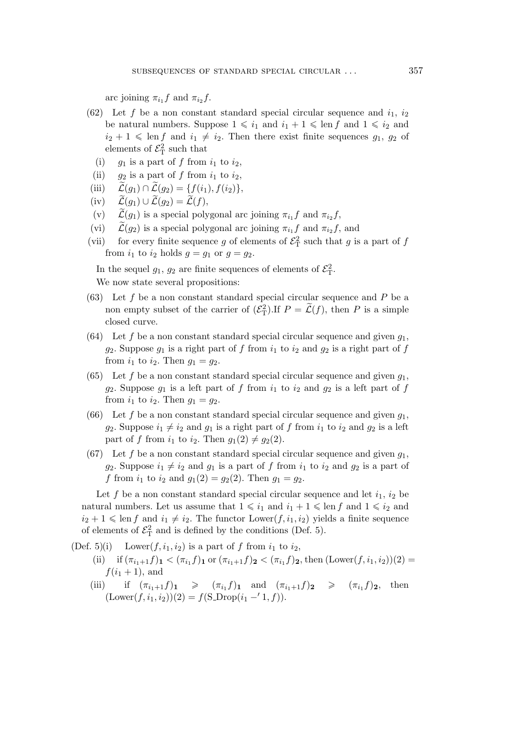arc joining $\pi_{i_1} f$ and $\pi_{i_2} f$.

(62) Let $f$ be a non constant standard special circular sequence and $i_1$, $i_2$ be natural numbers. Suppose $1 \leqslant i_1$ and $i_1 + 1 \leqslant \operatorname{len} f$ and $1 \leqslant i_2$ and $i_2 + 1 \leqslant \operatorname{len} f$ and $i_1 \neq i_2$. Then there exist finite sequences $g_1$, $g_2$ of elements of $\mathcal{E}^2_{\mathrm{T}}$ such that

- (i) $g_1$ is a part of $f$ from $i_1$ to $i_2$,
- (ii) $g_2$ is a part of $f$ from $i_1$ to $i_2$,
- (iii) $\widetilde{\mathcal{L}}(g_1) \cap \widetilde{\mathcal{L}}(g_2) = \{f(i_1), f(i_2)\}$,
- (iv) $\widetilde{\mathcal{L}}(g_1) \cup \widetilde{\mathcal{L}}(g_2) = \widetilde{\mathcal{L}}(f)$,
- (v) $\widetilde{\mathcal{L}}(g_1)$ is a special polygonal arc joining $\pi_{i_1} f$ and $\pi_{i_2} f$,
- (vi) $\widetilde{\mathcal{L}}(g_2)$ is a special polygonal arc joining $\pi_{i_1} f$ and $\pi_{i_2} f$, and
- (vii) for every finite sequence $g$ of elements of $\mathcal{E}^2_{\mathrm{T}}$ such that $g$ is a part of $f$ from $i_1$ to $i_2$ holds $g = g_1$ or $g = g_2$.

In the sequel $g_1$, $g_2$ are finite sequences of elements of $\mathcal{E}^2_{\mathrm{T}}$.

We now state several propositions:

(63) Let $f$ be a non constant standard special circular sequence and $P$ be a non empty subset of the carrier of $(\mathcal{E}^2_{\mathrm{T}})$.If $P = \widetilde{\mathcal{L}}(f)$, then $P$ is a simple closed curve.

(64) Let $f$ be a non constant standard special circular sequence and given $g_1$, $g_2$. Suppose $g_1$ is a right part of $f$ from $i_1$ to $i_2$ and $g_2$ is a right part of $f$ from $i_1$ to $i_2$. Then $g_1 = g_2$.

(65) Let $f$ be a non constant standard special circular sequence and given $g_1$, $g_2$. Suppose $g_1$ is a left part of $f$ from $i_1$ to $i_2$ and $g_2$ is a left part of $f$ from $i_1$ to $i_2$. Then $g_1 = g_2$.

(66) Let $f$ be a non constant standard special circular sequence and given $g_1$, $g_2$. Suppose $i_1 \neq i_2$ and $g_1$ is a right part of $f$ from $i_1$ to $i_2$ and $g_2$ is a left part of $f$ from $i_1$ to $i_2$. Then $g_1(2) \neq g_2(2)$.

(67) Let $f$ be a non constant standard special circular sequence and given $g_1$, $g_2$. Suppose $i_1 \neq i_2$ and $g_1$ is a part of $f$ from $i_1$ to $i_2$ and $g_2$ is a part of $f$ from $i_1$ to $i_2$ and $g_1(2) = g_2(2)$. Then $g_1 = g_2$.

Let $f$ be a non constant standard special circular sequence and let $i_1$, $i_2$ be natural numbers. Let us assume that $1 \leqslant i_1$ and $i_1 + 1 \leqslant \operatorname{len} f$ and $1 \leqslant i_2$ and $i_2 + 1 \leqslant \operatorname{len} f$ and $i_1 \neq i_2$. The functor $\operatorname{Lower}(f, i_1, i_2)$ yields a finite sequence of elements of $\mathcal{E}^2_{\mathrm{T}}$ and is defined by the conditions (Def. 5).

(Def. 5)(i) $\operatorname{Lower}(f, i_1, i_2)$ is a part of $f$ from $i_1$ to $i_2$,

(ii) if $(\pi_{i_1+1} f)_{\mathbf{1}} < (\pi_{i_1} f)_{\mathbf{1}}$ or $(\pi_{i_1+1} f)_{\mathbf{2}} < (\pi_{i_1} f)_{\mathbf{2}}$, then $(\operatorname{Lower}(f, i_1, i_2))(2) = f(i_1 + 1)$, and

(iii) if $(\pi_{i_1+1} f)_{\mathbf{1}} \geqslant (\pi_{i_1} f)_{\mathbf{1}}$ and $(\pi_{i_1+1} f)_{\mathbf{2}} \geqslant (\pi_{i_1} f)_{\mathbf{2}}$, then $(\operatorname{Lower}(f, i_1, i_2))(2) = f(\mathrm{S\_Drop}(i_1 -' 1, f))$.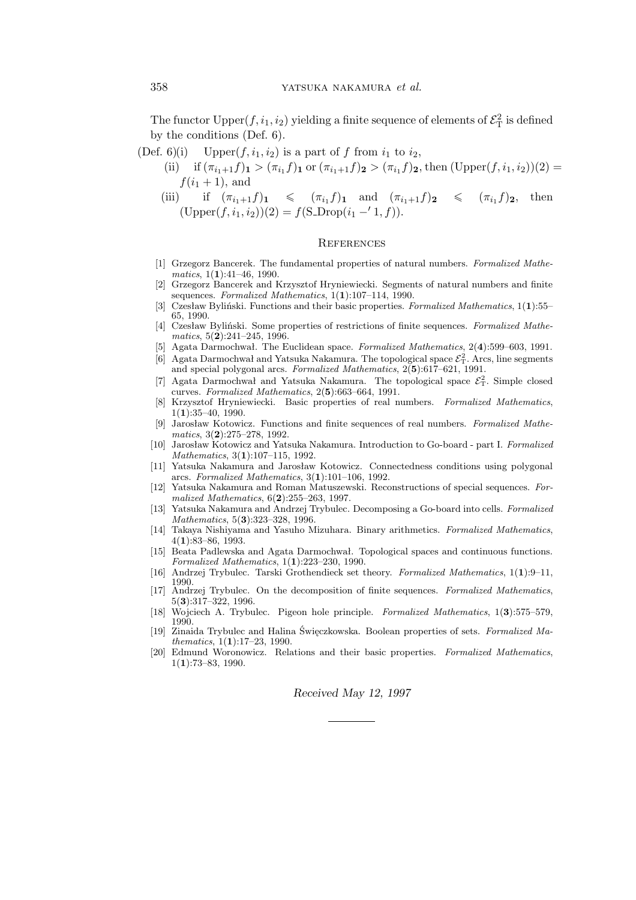The functor $\mathrm{Upper}(f, i_1, i_2)$ yielding a finite sequence of elements of $\mathcal{E}^2_{\mathrm{T}}$ is defined by the conditions (Def. 6).

(Def. 6)(i) $\mathrm{Upper}(f, i_1, i_2)$ is a part of $f$ from $i_1$ to $i_2$,

(ii) if $(\pi_{i_1+1}f)_{\mathbf{1}} > (\pi_{i_1}f)_{\mathbf{1}}$ or $(\pi_{i_1+1}f)_{\mathbf{2}} > (\pi_{i_1}f)_{\mathbf{2}}$, then $(\mathrm{Upper}(f, i_1, i_2))(2) = f(i_1 + 1)$, and

(iii) if $(\pi_{i_1+1}f)_{\mathbf{1}} \leqslant (\pi_{i_1}f)_{\mathbf{1}}$ and $(\pi_{i_1+1}f)_{\mathbf{2}} \leqslant (\pi_{i_1}f)_{\mathbf{2}}$, then $(\mathrm{Upper}(f, i_1, i_2))(2) = f(\mathrm{S\_Drop}(i_1 -' 1, f))$.

## References

[1] Grzegorz Bancerek. The fundamental properties of natural numbers. *Formalized Mathematics*, 1(**1**):41–46, 1990.

[2] Grzegorz Bancerek and Krzysztof Hryniewiecki. Segments of natural numbers and finite sequences. *Formalized Mathematics*, 1(**1**):107–114, 1990.

[3] Czesław Byliński. Functions and their basic properties. *Formalized Mathematics*, 1(**1**):55–65, 1990.

[4] Czesław Byliński. Some properties of restrictions of finite sequences. *Formalized Mathematics*, 5(**2**):241–245, 1996.

[5] Agata Darmochwał. The Euclidean space. *Formalized Mathematics*, 2(**4**):599–603, 1991.

[6] Agata Darmochwał and Yatsuka Nakamura. The topological space $\mathcal{E}^2_{\mathrm{T}}$. Arcs, line segments and special polygonal arcs. *Formalized Mathematics*, 2(**5**):617–621, 1991.

[7] Agata Darmochwał and Yatsuka Nakamura. The topological space $\mathcal{E}^2_{\mathrm{T}}$. Simple closed curves. *Formalized Mathematics*, 2(**5**):663–664, 1991.

[8] Krzysztof Hryniewiecki. Basic properties of real numbers. *Formalized Mathematics*, 1(**1**):35–40, 1990.

[9] Jarosław Kotowicz. Functions and finite sequences of real numbers. *Formalized Mathematics*, 3(**2**):275–278, 1992.

[10] Jarosław Kotowicz and Yatsuka Nakamura. Introduction to Go-board - part I. *Formalized Mathematics*, 3(**1**):107–115, 1992.

[11] Yatsuka Nakamura and Jarosław Kotowicz. Connectedness conditions using polygonal arcs. *Formalized Mathematics*, 3(**1**):101–106, 1992.

[12] Yatsuka Nakamura and Roman Matuszewski. Reconstructions of special sequences. *Formalized Mathematics*, 6(**2**):255–263, 1997.

[13] Yatsuka Nakamura and Andrzej Trybulec. Decomposing a Go-board into cells. *Formalized Mathematics*, 5(**3**):323–328, 1996.

[14] Takaya Nishiyama and Yasuho Mizuhara. Binary arithmetics. *Formalized Mathematics*, 4(**1**):83–86, 1993.

[15] Beata Padlewska and Agata Darmochwał. Topological spaces and continuous functions. *Formalized Mathematics*, 1(**1**):223–230, 1990.

[16] Andrzej Trybulec. Tarski Grothendieck set theory. *Formalized Mathematics*, 1(**1**):9–11, 1990.

[17] Andrzej Trybulec. On the decomposition of finite sequences. *Formalized Mathematics*, 5(**3**):317–322, 1996.

[18] Wojciech A. Trybulec. Pigeon hole principle. *Formalized Mathematics*, 1(**3**):575–579, 1990.

[19] Zinaida Trybulec and Halina Święczkowska. Boolean properties of sets. *Formalized Mathematics*, 1(**1**):17–23, 1990.

[20] Edmund Woronowicz. Relations and their basic properties. *Formalized Mathematics*, 1(**1**):73–83, 1990.

*Received May 12, 1997*